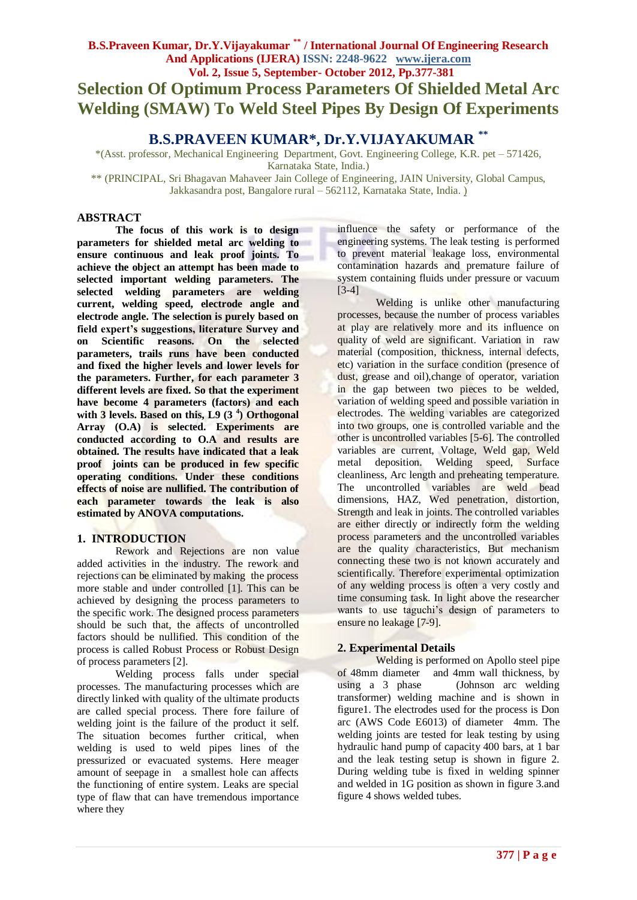# Selection Of Optimum Process Parameters Of Shielded Metal Arc Welding (SMAW) To Weld Steel Pipes By Design Of Experiments

## B.S.PRAVEEN KUMAR*, Dr.Y.VIJAYAKUMAR **

*(Asst. professor, Mechanical Engineering Department, Govt. Engineering College, K.R. pet – 571426, Karnataka State, India.)

** (PRINCIPAL, Sri Bhagavan Mahaveer Jain College of Engineering, JAIN University, Global Campus, Jakkasandra post, Bangalore rural – 562112, Karnataka State, India. )

## ABSTRACT

**The focus of this work is to design parameters for shielded metal arc welding to ensure continuous and leak proof joints. To achieve the object an attempt has been made to selected important welding parameters. The selected welding parameters are welding current, welding speed, electrode angle and electrode angle. The selection is purely based on field expert's suggestions, literature Survey and on Scientific reasons. On the selected parameters, trails runs have been conducted and fixed the higher levels and lower levels for the parameters. Further, for each parameter 3 different levels are fixed. So that the experiment have become 4 parameters (factors) and each with 3 levels. Based on this, L9 ($3^4$) Orthogonal Array (O.A) is selected. Experiments are conducted according to O.A and results are obtained. The results have indicated that a leak proof joints can be produced in few specific operating conditions. Under these conditions effects of noise are nullified. The contribution of each parameter towards the leak is also estimated by ANOVA computations.**

## 1. INTRODUCTION

Rework and Rejections are non value added activities in the industry. The rework and rejections can be eliminated by making the process more stable and under controlled [1]. This can be achieved by designing the process parameters to the specific work. The designed process parameters should be such that, the affects of uncontrolled factors should be nullified. This condition of the process is called Robust Process or Robust Design of process parameters [2].

Welding process falls under special processes. The manufacturing processes which are directly linked with quality of the ultimate products are called special process. There fore failure of welding joint is the failure of the product it self. The situation becomes further critical, when welding is used to weld pipes lines of the pressurized or evacuated systems. Here meager amount of seepage in a smallest hole can affects the functioning of entire system. Leaks are special type of flaw that can have tremendous importance where they influence the safety or performance of the engineering systems. The leak testing is performed to prevent material leakage loss, environmental contamination hazards and premature failure of system containing fluids under pressure or vacuum [3-4]

Welding is unlike other manufacturing processes, because the number of process variables at play are relatively more and its influence on quality of weld are significant. Variation in raw material (composition, thickness, internal defects, etc) variation in the surface condition (presence of dust, grease and oil),change of operator, variation in the gap between two pieces to be welded, variation of welding speed and possible variation in electrodes. The welding variables are categorized into two groups, one is controlled variable and the other is uncontrolled variables [5-6]. The controlled variables are current, Voltage, Weld gap, Weld metal deposition. Welding speed, Surface cleanliness, Arc length and preheating temperature. The uncontrolled variables are weld bead dimensions, HAZ, Wed penetration, distortion, Strength and leak in joints. The controlled variables are either directly or indirectly form the welding process parameters and the uncontrolled variables are the quality characteristics, But mechanism connecting these two is not known accurately and scientifically. Therefore experimental optimization of any welding process is often a very costly and time consuming task. In light above the researcher wants to use taguchi's design of parameters to ensure no leakage [7-9].

## 2. Experimental Details

Welding is performed on Apollo steel pipe of 48mm diameter and 4mm wall thickness, by using a 3 phase (Johnson arc welding transformer) welding machine and is shown in figure1. The electrodes used for the process is Don arc (AWS Code E6013) of diameter 4mm. The welding joints are tested for leak testing by using hydraulic hand pump of capacity 400 bars, at 1 bar and the leak testing setup is shown in figure 2. During welding tube is fixed in welding spinner and welded in 1G position as shown in figure 3.and figure 4 shows welded tubes.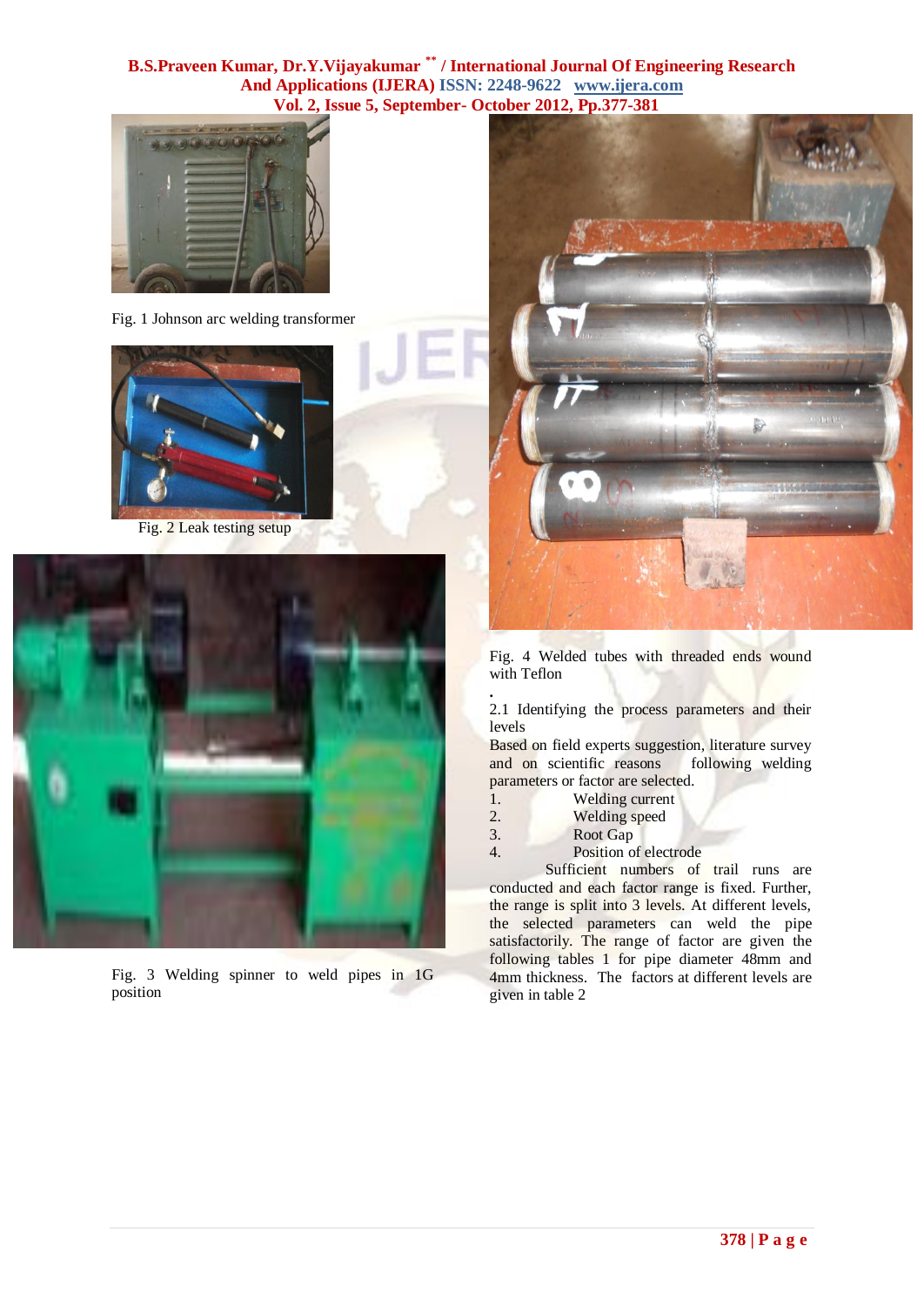Fig. 1 Johnson arc welding transformer

Fig. 2 Leak testing setup

Fig. 3 Welding spinner to weld pipes in 1G position

Fig. 4 Welded tubes with threaded ends wound with Teflon

.

2.1 Identifying the process parameters and their levels

Based on field experts suggestion, literature survey and on scientific reasons following welding parameters or factor are selected.

1. Welding current
2. Welding speed
3. Root Gap
4. Position of electrode

Sufficient numbers of trail runs are conducted and each factor range is fixed. Further, the range is split into 3 levels. At different levels, the selected parameters can weld the pipe satisfactorily. The range of factor are given the following tables 1 for pipe diameter 48mm and 4mm thickness. The factors at different levels are given in table 2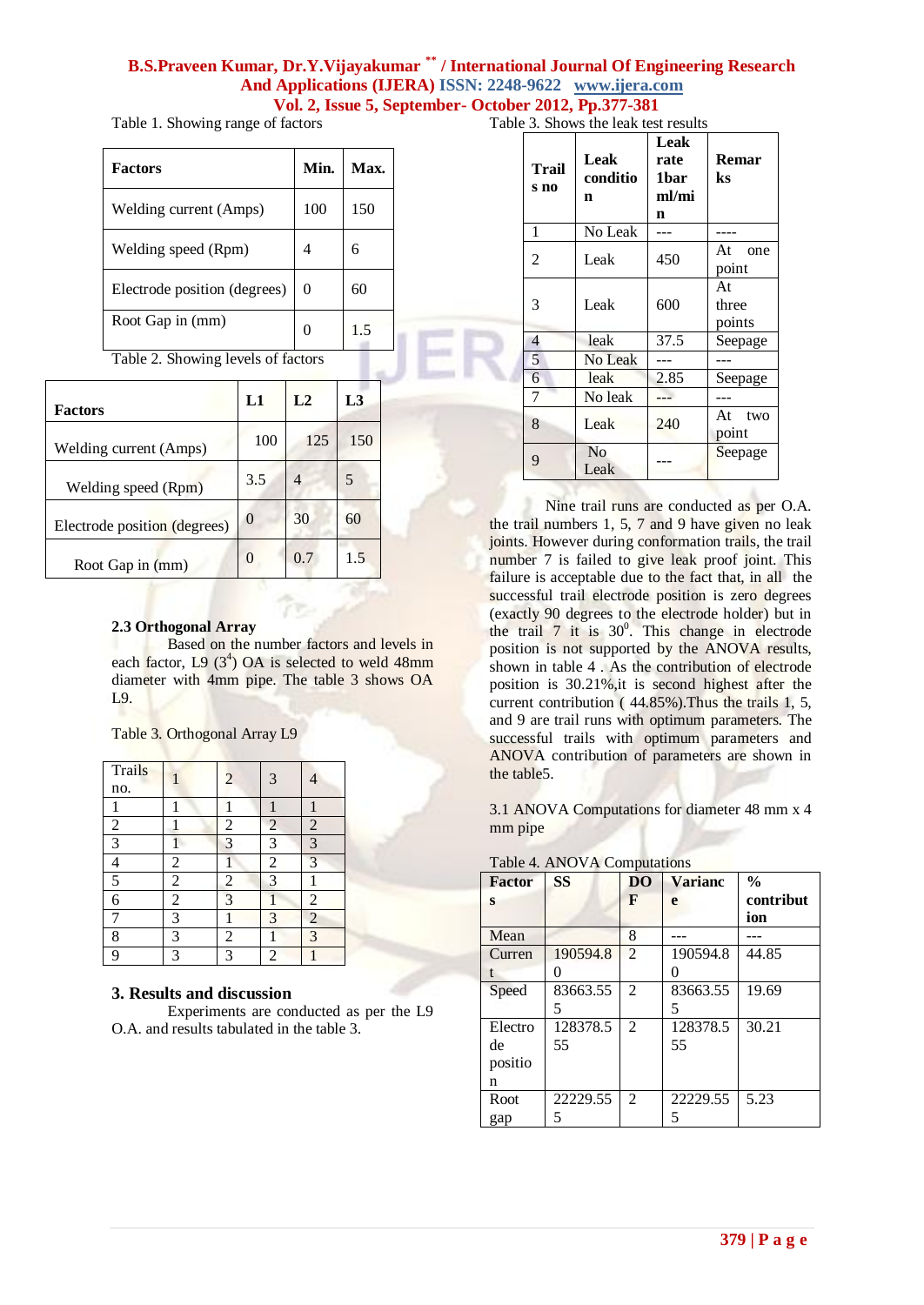Table 1. Showing range of factors

| Factors | Min. | Max. |
|---|---|---|
| Welding current (Amps) | 100 | 150 |
| Welding speed (Rpm) | 4 | 6 |
| Electrode position (degrees) | 0 | 60 |
| Root Gap in (mm) | 0 | 1.5 |

Table 2. Showing levels of factors

| Factors | L1 | L2 | L3 |
|---|---|---|---|
| Welding current (Amps) | 100 | 125 | 150 |
| Welding speed (Rpm) | 3.5 | 4 | 5 |
| Electrode position (degrees) | 0 | 30 | 60 |
| Root Gap in (mm) | 0 | 0.7 | 1.5 |

### 2.3 Orthogonal Array

Based on the number factors and levels in each factor, L9 ($3^4$) OA is selected to weld 48mm diameter with 4mm pipe. The table 3 shows OA L9.

Table 3. Orthogonal Array L9

| Trails no. | 1 | 2 | 3 | 4 |
|---|---|---|---|---|
| 1 | 1 | 1 | 1 | 1 |
| 2 | 1 | 2 | 2 | 2 |
| 3 | 1 | 3 | 3 | 3 |
| 4 | 2 | 1 | 2 | 3 |
| 5 | 2 | 2 | 3 | 1 |
| 6 | 2 | 3 | 1 | 2 |
| 7 | 3 | 1 | 3 | 2 |
| 8 | 3 | 2 | 1 | 3 |
| 9 | 3 | 3 | 2 | 1 |

## 3. Results and discussion

Experiments are conducted as per the L9 O.A. and results tabulated in the table 3.

Table 3. Shows the leak test results

| Trail s no | Leak condition | Leak rate 1bar ml/min | Remarks |
|---|---|---|---|
| 1 | No Leak | --- | ---- |
| 2 | Leak | 450 | At one point |
| 3 | Leak | 600 | At three points |
| 4 | leak | 37.5 | Seepage |
| 5 | No Leak | --- | --- |
| 6 | leak | 2.85 | Seepage |
| 7 | No leak | --- | --- |
| 8 | Leak | 240 | At two point |
| 9 | No Leak | --- | Seepage |

Nine trail runs are conducted as per O.A. the trail numbers 1, 5, 7 and 9 have given no leak joints. However during conformation trails, the trail number 7 is failed to give leak proof joint. This failure is acceptable due to the fact that, in all the successful trail electrode position is zero degrees (exactly 90 degrees to the electrode holder) but in the trail 7 it is $30^0$. This change in electrode position is not supported by the ANOVA results, shown in table 4 . As the contribution of electrode position is 30.21%,it is second highest after the current contribution ( 44.85%).Thus the trails 1, 5, and 9 are trail runs with optimum parameters. The successful trails with optimum parameters and ANOVA contribution of parameters are shown in the table5.

3.1 ANOVA Computations for diameter 48 mm x 4 mm pipe

Table 4. ANOVA Computations

| Factors | SS | DOF | Variance | % contribution |
|---|---|---|---|---|
| Mean |  | 8 | --- | --- |
| Current | 190594.80 | 2 | 190594.80 | 44.85 |
| Speed | 83663.555 | 2 | 83663.555 | 19.69 |
| Electrode position | 128378.555 | 2 | 128378.555 | 30.21 |
| Root gap | 22229.555 | 2 | 22229.555 | 5.23 |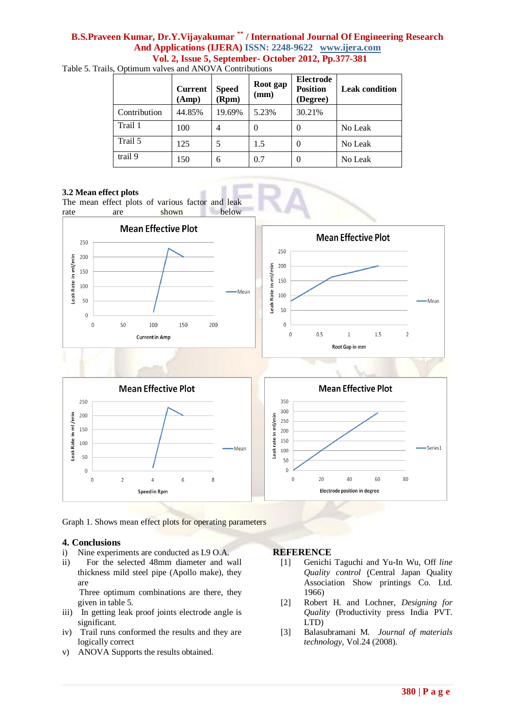Table 5. Trails, Optimum valves and ANOVA Contributions

| | Current (Amp) | Speed (Rpm) | Root gap (mm) | Electrode Position (Degree) | Leak condition |
|---|---|---|---|---|---|
| Contribution | 44.85% | 19.69% | 5.23% | 30.21% | |
| Trail 1 | 100 | 4 | 0 | 0 | No Leak |
| Trail 5 | 125 | 5 | 1.5 | 0 | No Leak |
| trail 9 | 150 | 6 | 0.7 | 0 | No Leak |

### 3.2 Mean effect plots

The mean effect plots of various factor and leak rate are shown below

Graph 1. Shows mean effect plots for operating parameters

## 4. Conclusions

i) Nine experiments are conducted as L9 O.A.

ii) For the selected 48mm diameter and wall thickness mild steel pipe (Apollo make), they are
Three optimum combinations are there, they given in table 5.

iii) In getting leak proof joints electrode angle is significant.

iv) Trail runs conformed the results and they are logically correct

v) ANOVA Supports the results obtained.

## REFERENCE

[1] Genichi Taguchi and Yu-In Wu, Off *line Quality control* (Central Japan Quality Association Show printings Co. Ltd. 1966)

[2] Robert H. and Lochner, *Designing for Quality* (Productivity press India PVT. LTD)

[3] Balasubramani M. *Journal of materials technology*, Vol.24 (2008).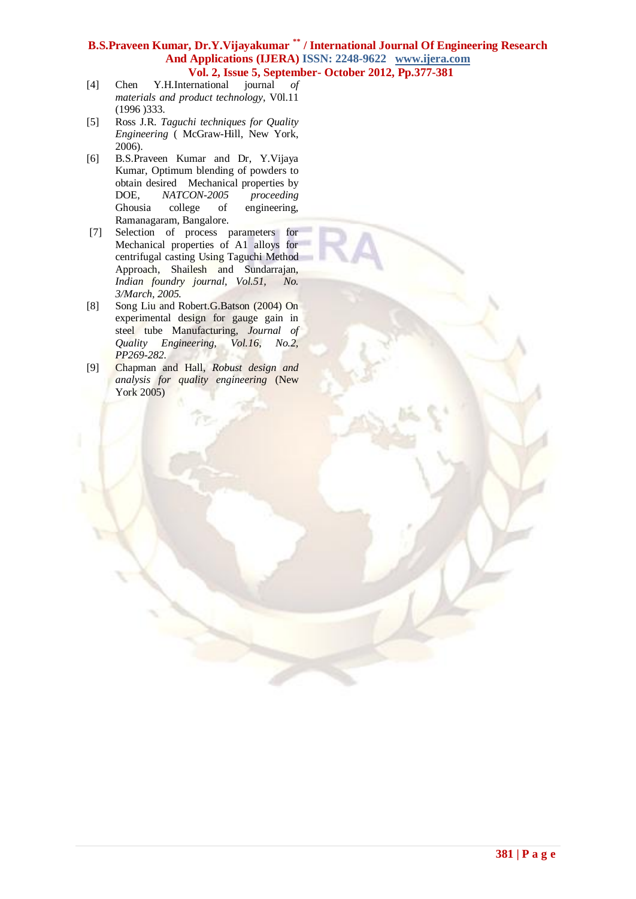[4] Chen Y.H.International journal *of materials and product technology*, V0l.11 (1996 )333.

[5] Ross J.R. *Taguchi techniques for Quality Engineering* ( McGraw-Hill, New York, 2006).

[6] B.S.Praveen Kumar and Dr, Y.Vijaya Kumar, Optimum blending of powders to obtain desired Mechanical properties by DOE, *NATCON-2005 proceeding* Ghousia college of engineering, Ramanagaram, Bangalore.

[7] Selection of process parameters for Mechanical properties of A1 alloys for centrifugal casting Using Taguchi Method Approach, Shailesh and Sundarrajan, *Indian foundry journal, Vol.51, No. 3/March, 2005.*

[8] Song Liu and Robert.G.Batson (2004) On experimental design for gauge gain in steel tube Manufacturing, *Journal of Quality Engineering, Vol.16, No.2, PP269-282.*

[9] Chapman and Hall, *Robust design and analysis for quality engineering* (New York 2005)